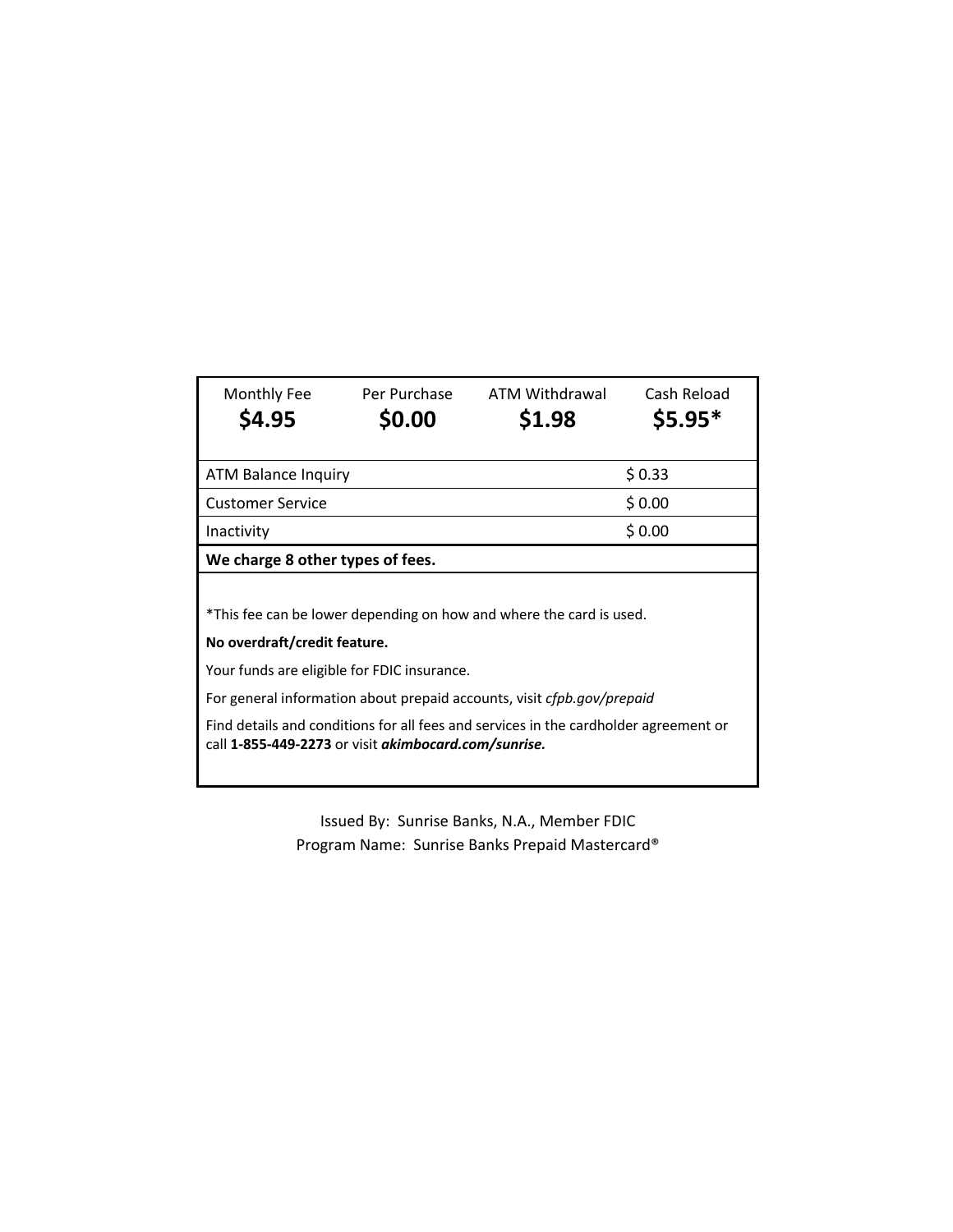| Monthly Fee | Per Purchase | ATM Withdrawal | Cash Reload |
|---|---|---|---|
| **$4.95** | **$0.00** | **$1.98** | **$5.95*** |

| | |
|---|---|
| ATM Balance Inquiry | $ 0.33 |
| Customer Service | $ 0.00 |
| Inactivity | $ 0.00 |

**We charge 8 other types of fees.**

*This fee can be lower depending on how and where the card is used.

**No overdraft/credit feature.**

Your funds are eligible for FDIC insurance.

For general information about prepaid accounts, visit *cfpb.gov/prepaid*

Find details and conditions for all fees and services in the cardholder agreement or call **1-855-449-2273** or visit ***akimbocard.com/sunrise.***

Issued By: Sunrise Banks, N.A., Member FDIC

Program Name: Sunrise Banks Prepaid Mastercard®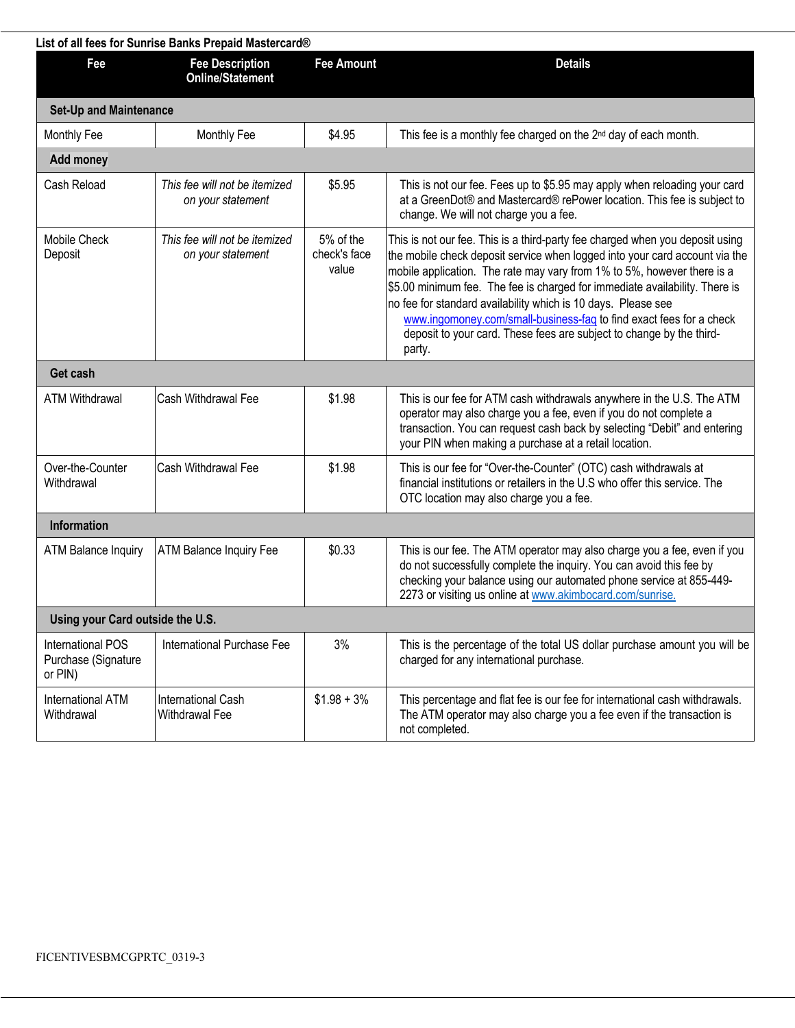**List of all fees for Sunrise Banks Prepaid Mastercard®**

| Fee | Fee Description Online/Statement | Fee Amount | Details |
|---|---|---|---|
| **Set-Up and Maintenance** | | | |
| Monthly Fee | Monthly Fee | $4.95 | This fee is a monthly fee charged on the 2nd day of each month. |
| **Add money** | | | |
| Cash Reload | *This fee will not be itemized on your statement* | $5.95 | This is not our fee. Fees up to $5.95 may apply when reloading your card at a GreenDot® and Mastercard® rePower location. This fee is subject to change. We will not charge you a fee. |
| Mobile Check Deposit | *This fee will not be itemized on your statement* | 5% of the check's face value | This is not our fee. This is a third-party fee charged when you deposit using the mobile check deposit service when logged into your card account via the mobile application. The rate may vary from 1% to 5%, however there is a $5.00 minimum fee. The fee is charged for immediate availability. There is no fee for standard availability which is 10 days. Please see www.ingomoney.com/small-business-faq to find exact fees for a check deposit to your card. These fees are subject to change by the third-party. |
| **Get cash** | | | |
| ATM Withdrawal | Cash Withdrawal Fee | $1.98 | This is our fee for ATM cash withdrawals anywhere in the U.S. The ATM operator may also charge you a fee, even if you do not complete a transaction. You can request cash back by selecting "Debit" and entering your PIN when making a purchase at a retail location. |
| Over-the-Counter Withdrawal | Cash Withdrawal Fee | $1.98 | This is our fee for "Over-the-Counter" (OTC) cash withdrawals at financial institutions or retailers in the U.S who offer this service. The OTC location may also charge you a fee. |
| **Information** | | | |
| ATM Balance Inquiry | ATM Balance Inquiry Fee | $0.33 | This is our fee. The ATM operator may also charge you a fee, even if you do not successfully complete the inquiry. You can avoid this fee by checking your balance using our automated phone service at 855-449-2273 or visiting us online at www.akimbocard.com/sunrise. |
| **Using your Card outside the U.S.** | | | |
| International POS Purchase (Signature or PIN) | International Purchase Fee | 3% | This is the percentage of the total US dollar purchase amount you will be charged for any international purchase. |
| International ATM Withdrawal | International Cash Withdrawal Fee | $1.98 + 3% | This percentage and flat fee is our fee for international cash withdrawals. The ATM operator may also charge you a fee even if the transaction is not completed. |

FICENTIVESBMCGPRTC_0319-3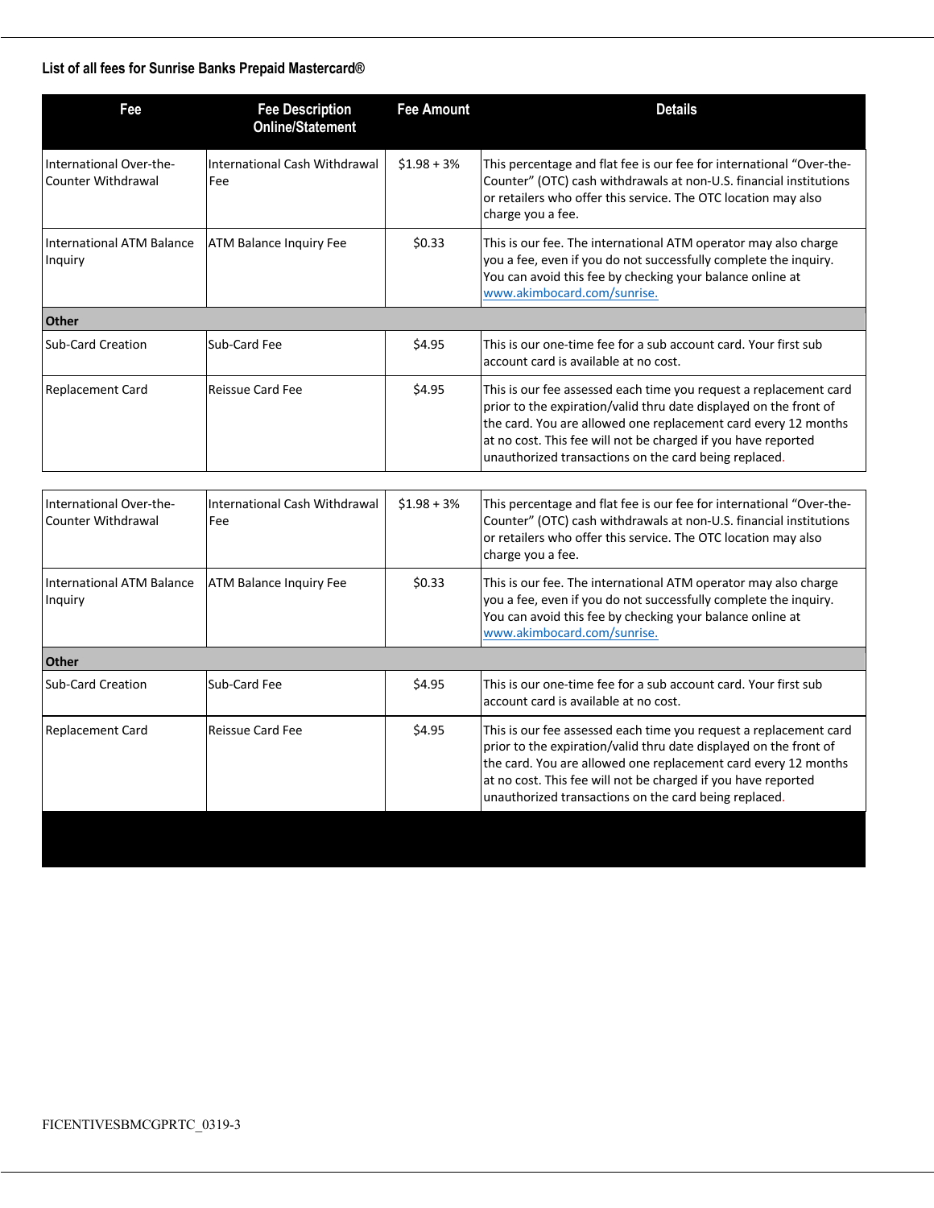**List of all fees for Sunrise Banks Prepaid Mastercard®**

| Fee | Fee Description Online/Statement | Fee Amount | Details |
|---|---|---|---|
| International Over-the-Counter Withdrawal | International Cash Withdrawal Fee | $1.98 + 3% | This percentage and flat fee is our fee for international "Over-the-Counter" (OTC) cash withdrawals at non-U.S. financial institutions or retailers who offer this service. The OTC location may also charge you a fee. |
| International ATM Balance Inquiry | ATM Balance Inquiry Fee | $0.33 | This is our fee. The international ATM operator may also charge you a fee, even if you do not successfully complete the inquiry. You can avoid this fee by checking your balance online at www.akimbocard.com/sunrise. |
| **Other** | | | |
| Sub-Card Creation | Sub-Card Fee | $4.95 | This is our one-time fee for a sub account card. Your first sub account card is available at no cost. |
| Replacement Card | Reissue Card Fee | $4.95 | This is our fee assessed each time you request a replacement card prior to the expiration/valid thru date displayed on the front of the card. You are allowed one replacement card every 12 months at no cost. This fee will not be charged if you have reported unauthorized transactions on the card being replaced. |

| | | | |
|---|---|---|---|
| International Over-the-Counter Withdrawal | International Cash Withdrawal Fee | $1.98 + 3% | This percentage and flat fee is our fee for international "Over-the-Counter" (OTC) cash withdrawals at non-U.S. financial institutions or retailers who offer this service. The OTC location may also charge you a fee. |
| International ATM Balance Inquiry | ATM Balance Inquiry Fee | $0.33 | This is our fee. The international ATM operator may also charge you a fee, even if you do not successfully complete the inquiry. You can avoid this fee by checking your balance online at www.akimbocard.com/sunrise. |
| **Other** | | | |
| Sub-Card Creation | Sub-Card Fee | $4.95 | This is our one-time fee for a sub account card. Your first sub account card is available at no cost. |
| Replacement Card | Reissue Card Fee | $4.95 | This is our fee assessed each time you request a replacement card prior to the expiration/valid thru date displayed on the front of the card. You are allowed one replacement card every 12 months at no cost. This fee will not be charged if you have reported unauthorized transactions on the card being replaced. |

FICENTIVESBMCGPRTC_0319-3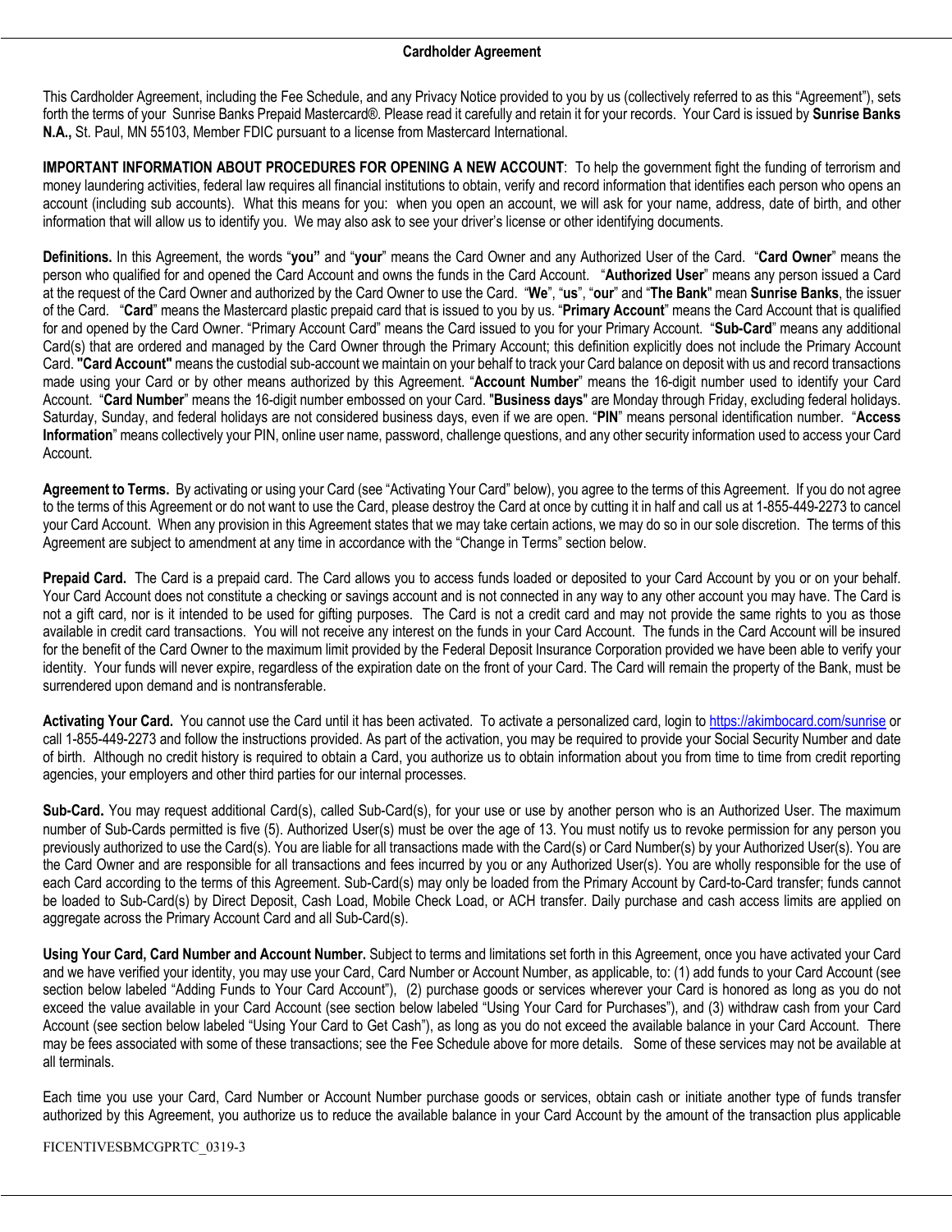## Cardholder Agreement

This Cardholder Agreement, including the Fee Schedule, and any Privacy Notice provided to you by us (collectively referred to as this "Agreement"), sets forth the terms of your Sunrise Banks Prepaid Mastercard®. Please read it carefully and retain it for your records. Your Card is issued by **Sunrise Banks N.A.,** St. Paul, MN 55103, Member FDIC pursuant to a license from Mastercard International.

**IMPORTANT INFORMATION ABOUT PROCEDURES FOR OPENING A NEW ACCOUNT**: To help the government fight the funding of terrorism and money laundering activities, federal law requires all financial institutions to obtain, verify and record information that identifies each person who opens an account (including sub accounts). What this means for you: when you open an account, we will ask for your name, address, date of birth, and other information that will allow us to identify you. We may also ask to see your driver's license or other identifying documents.

**Definitions.** In this Agreement, the words "**you"** and "**your**" means the Card Owner and any Authorized User of the Card. "**Card Owner**" means the person who qualified for and opened the Card Account and owns the funds in the Card Account. "**Authorized User**" means any person issued a Card at the request of the Card Owner and authorized by the Card Owner to use the Card. "**We**", "**us**", "**our**" and "**The Bank**" mean **Sunrise Banks**, the issuer of the Card. "**Card**" means the Mastercard plastic prepaid card that is issued to you by us. "**Primary Account**" means the Card Account that is qualified for and opened by the Card Owner. "Primary Account Card" means the Card issued to you for your Primary Account. "**Sub-Card**" means any additional Card(s) that are ordered and managed by the Card Owner through the Primary Account; this definition explicitly does not include the Primary Account Card. **"Card Account"** means the custodial sub-account we maintain on your behalf to track your Card balance on deposit with us and record transactions made using your Card or by other means authorized by this Agreement. "**Account Number**" means the 16-digit number used to identify your Card Account. "**Card Number**" means the 16-digit number embossed on your Card. "**Business days**" are Monday through Friday, excluding federal holidays. Saturday, Sunday, and federal holidays are not considered business days, even if we are open. "**PIN**" means personal identification number. "**Access Information**" means collectively your PIN, online user name, password, challenge questions, and any other security information used to access your Card Account.

**Agreement to Terms.** By activating or using your Card (see "Activating Your Card" below), you agree to the terms of this Agreement. If you do not agree to the terms of this Agreement or do not want to use the Card, please destroy the Card at once by cutting it in half and call us at 1-855-449-2273 to cancel your Card Account. When any provision in this Agreement states that we may take certain actions, we may do so in our sole discretion. The terms of this Agreement are subject to amendment at any time in accordance with the "Change in Terms" section below.

**Prepaid Card.** The Card is a prepaid card. The Card allows you to access funds loaded or deposited to your Card Account by you or on your behalf. Your Card Account does not constitute a checking or savings account and is not connected in any way to any other account you may have. The Card is not a gift card, nor is it intended to be used for gifting purposes. The Card is not a credit card and may not provide the same rights to you as those available in credit card transactions. You will not receive any interest on the funds in your Card Account. The funds in the Card Account will be insured for the benefit of the Card Owner to the maximum limit provided by the Federal Deposit Insurance Corporation provided we have been able to verify your identity. Your funds will never expire, regardless of the expiration date on the front of your Card. The Card will remain the property of the Bank, must be surrendered upon demand and is nontransferable.

**Activating Your Card.** You cannot use the Card until it has been activated. To activate a personalized card, login to https://akimbocard.com/sunrise or call 1-855-449-2273 and follow the instructions provided. As part of the activation, you may be required to provide your Social Security Number and date of birth. Although no credit history is required to obtain a Card, you authorize us to obtain information about you from time to time from credit reporting agencies, your employers and other third parties for our internal processes.

**Sub-Card.** You may request additional Card(s), called Sub-Card(s), for your use or use by another person who is an Authorized User. The maximum number of Sub-Cards permitted is five (5). Authorized User(s) must be over the age of 13. You must notify us to revoke permission for any person you previously authorized to use the Card(s). You are liable for all transactions made with the Card(s) or Card Number(s) by your Authorized User(s). You are the Card Owner and are responsible for all transactions and fees incurred by you or any Authorized User(s). You are wholly responsible for the use of each Card according to the terms of this Agreement. Sub-Card(s) may only be loaded from the Primary Account by Card-to-Card transfer; funds cannot be loaded to Sub-Card(s) by Direct Deposit, Cash Load, Mobile Check Load, or ACH transfer. Daily purchase and cash access limits are applied on aggregate across the Primary Account Card and all Sub-Card(s).

**Using Your Card, Card Number and Account Number.** Subject to terms and limitations set forth in this Agreement, once you have activated your Card and we have verified your identity, you may use your Card, Card Number or Account Number, as applicable, to: (1) add funds to your Card Account (see section below labeled "Adding Funds to Your Card Account"), (2) purchase goods or services wherever your Card is honored as long as you do not exceed the value available in your Card Account (see section below labeled "Using Your Card for Purchases"), and (3) withdraw cash from your Card Account (see section below labeled "Using Your Card to Get Cash"), as long as you do not exceed the available balance in your Card Account. There may be fees associated with some of these transactions; see the Fee Schedule above for more details. Some of these services may not be available at all terminals.

Each time you use your Card, Card Number or Account Number purchase goods or services, obtain cash or initiate another type of funds transfer authorized by this Agreement, you authorize us to reduce the available balance in your Card Account by the amount of the transaction plus applicable

FICENTIVESBMCGPRTC_0319-3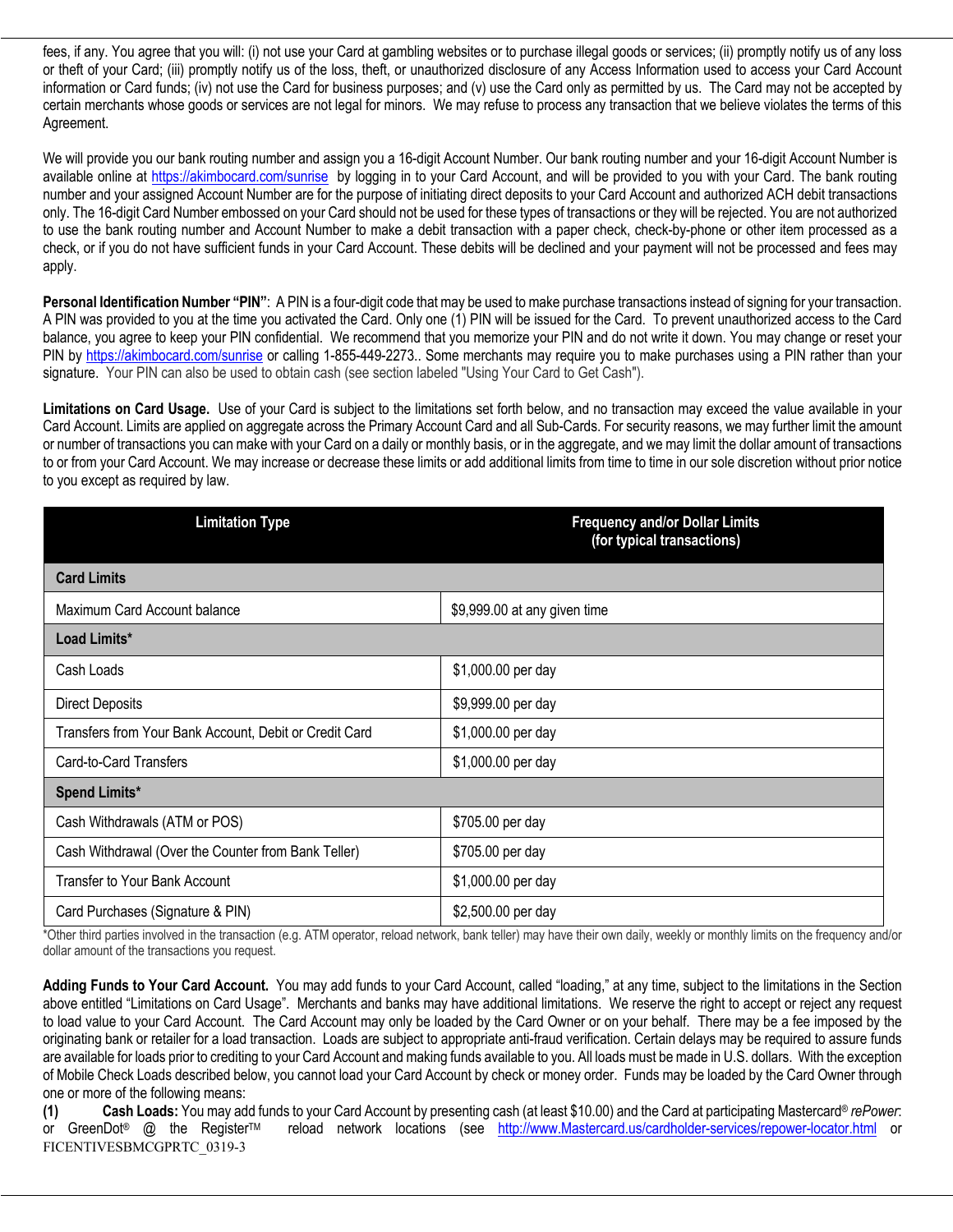fees, if any. You agree that you will: (i) not use your Card at gambling websites or to purchase illegal goods or services; (ii) promptly notify us of any loss or theft of your Card; (iii) promptly notify us of the loss, theft, or unauthorized disclosure of any Access Information used to access your Card Account information or Card funds; (iv) not use the Card for business purposes; and (v) use the Card only as permitted by us. The Card may not be accepted by certain merchants whose goods or services are not legal for minors. We may refuse to process any transaction that we believe violates the terms of this Agreement.

We will provide you our bank routing number and assign you a 16-digit Account Number. Our bank routing number and your 16-digit Account Number is available online at https://akimbocard.com/sunrise by logging in to your Card Account, and will be provided to you with your Card. The bank routing number and your assigned Account Number are for the purpose of initiating direct deposits to your Card Account and authorized ACH debit transactions only. The 16-digit Card Number embossed on your Card should not be used for these types of transactions or they will be rejected. You are not authorized to use the bank routing number and Account Number to make a debit transaction with a paper check, check-by-phone or other item processed as a check, or if you do not have sufficient funds in your Card Account. These debits will be declined and your payment will not be processed and fees may apply.

**Personal Identification Number "PIN"**: A PIN is a four-digit code that may be used to make purchase transactions instead of signing for your transaction. A PIN was provided to you at the time you activated the Card. Only one (1) PIN will be issued for the Card. To prevent unauthorized access to the Card balance, you agree to keep your PIN confidential. We recommend that you memorize your PIN and do not write it down. You may change or reset your PIN by https://akimbocard.com/sunrise or calling 1-855-449-2273.. Some merchants may require you to make purchases using a PIN rather than your signature. Your PIN can also be used to obtain cash (see section labeled "Using Your Card to Get Cash").

**Limitations on Card Usage.** Use of your Card is subject to the limitations set forth below, and no transaction may exceed the value available in your Card Account. Limits are applied on aggregate across the Primary Account Card and all Sub-Cards. For security reasons, we may further limit the amount or number of transactions you can make with your Card on a daily or monthly basis, or in the aggregate, and we may limit the dollar amount of transactions to or from your Card Account. We may increase or decrease these limits or add additional limits from time to time in our sole discretion without prior notice to you except as required by law.

| Limitation Type | Frequency and/or Dollar Limits (for typical transactions) |
|---|---|
| **Card Limits** | |
| Maximum Card Account balance | $9,999.00 at any given time |
| **Load Limits*** | |
| Cash Loads | $1,000.00 per day |
| Direct Deposits | $9,999.00 per day |
| Transfers from Your Bank Account, Debit or Credit Card | $1,000.00 per day |
| Card-to-Card Transfers | $1,000.00 per day |
| **Spend Limits*** | |
| Cash Withdrawals (ATM or POS) | $705.00 per day |
| Cash Withdrawal (Over the Counter from Bank Teller) | $705.00 per day |
| Transfer to Your Bank Account | $1,000.00 per day |
| Card Purchases (Signature & PIN) | $2,500.00 per day |

*Other third parties involved in the transaction (e.g. ATM operator, reload network, bank teller) may have their own daily, weekly or monthly limits on the frequency and/or dollar amount of the transactions you request.

**Adding Funds to Your Card Account.** You may add funds to your Card Account, called "loading," at any time, subject to the limitations in the Section above entitled "Limitations on Card Usage". Merchants and banks may have additional limitations. We reserve the right to accept or reject any request to load value to your Card Account. The Card Account may only be loaded by the Card Owner or on your behalf. There may be a fee imposed by the originating bank or retailer for a load transaction. Loads are subject to appropriate anti-fraud verification. Certain delays may be required to assure funds are available for loads prior to crediting to your Card Account and making funds available to you. All loads must be made in U.S. dollars. With the exception of Mobile Check Loads described below, you cannot load your Card Account by check or money order. Funds may be loaded by the Card Owner through one or more of the following means:

**(1)** **Cash Loads:** You may add funds to your Card Account by presenting cash (at least $10.00) and the Card at participating Mastercard® *rePower*: or GreenDot® @ the Register™ reload network locations (see http://www.Mastercard.us/cardholder-services/repower-locator.html or

FICENTIVESBMCGPRTC_0319-3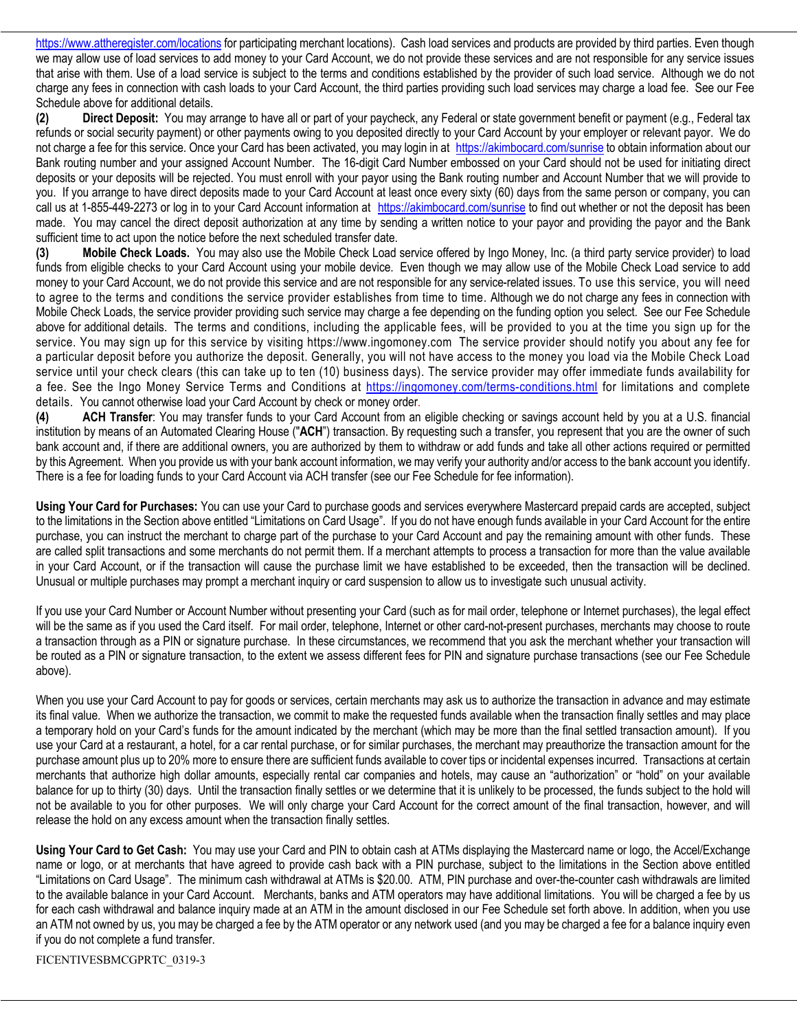https://www.atheregister.com/locations for participating merchant locations). Cash load services and products are provided by third parties. Even though we may allow use of load services to add money to your Card Account, we do not provide these services and are not responsible for any service issues that arise with them. Use of a load service is subject to the terms and conditions established by the provider of such load service. Although we do not charge any fees in connection with cash loads to your Card Account, the third parties providing such load services may charge a load fee. See our Fee Schedule above for additional details.

**(2) Direct Deposit:** You may arrange to have all or part of your paycheck, any Federal or state government benefit or payment (e.g., Federal tax refunds or social security payment) or other payments owing to you deposited directly to your Card Account by your employer or relevant payor. We do not charge a fee for this service. Once your Card has been activated, you may login in at https://akimbocard.com/sunrise to obtain information about our Bank routing number and your assigned Account Number. The 16-digit Card Number embossed on your Card should not be used for initiating direct deposits or your deposits will be rejected. You must enroll with your payor using the Bank routing number and Account Number that we will provide to you. If you arrange to have direct deposits made to your Card Account at least once every sixty (60) days from the same person or company, you can call us at 1-855-449-2273 or log in to your Card Account information at https://akimbocard.com/sunrise to find out whether or not the deposit has been made. You may cancel the direct deposit authorization at any time by sending a written notice to your payor and providing the payor and the Bank sufficient time to act upon the notice before the next scheduled transfer date.

**(3) Mobile Check Loads.** You may also use the Mobile Check Load service offered by Ingo Money, Inc. (a third party service provider) to load funds from eligible checks to your Card Account using your mobile device. Even though we may allow use of the Mobile Check Load service to add money to your Card Account, we do not provide this service and are not responsible for any service-related issues. To use this service, you will need to agree to the terms and conditions the service provider establishes from time to time. Although we do not charge any fees in connection with Mobile Check Loads, the service provider providing such service may charge a fee depending on the funding option you select. See our Fee Schedule above for additional details. The terms and conditions, including the applicable fees, will be provided to you at the time you sign up for the service. You may sign up for this service by visiting https://www.ingomoney.com The service provider should notify you about any fee for a particular deposit before you authorize the deposit. Generally, you will not have access to the money you load via the Mobile Check Load service until your check clears (this can take up to ten (10) business days). The service provider may offer immediate funds availability for a fee. See the Ingo Money Service Terms and Conditions at https://ingomoney.com/terms-conditions.html for limitations and complete details. You cannot otherwise load your Card Account by check or money order.

**(4) ACH Transfer**: You may transfer funds to your Card Account from an eligible checking or savings account held by you at a U.S. financial institution by means of an Automated Clearing House ("**ACH**") transaction. By requesting such a transfer, you represent that you are the owner of such bank account and, if there are additional owners, you are authorized by them to withdraw or add funds and take all other actions required or permitted by this Agreement. When you provide us with your bank account information, we may verify your authority and/or access to the bank account you identify. There is a fee for loading funds to your Card Account via ACH transfer (see our Fee Schedule for fee information).

**Using Your Card for Purchases:** You can use your Card to purchase goods and services everywhere Mastercard prepaid cards are accepted, subject to the limitations in the Section above entitled "Limitations on Card Usage". If you do not have enough funds available in your Card Account for the entire purchase, you can instruct the merchant to charge part of the purchase to your Card Account and pay the remaining amount with other funds. These are called split transactions and some merchants do not permit them. If a merchant attempts to process a transaction for more than the value available in your Card Account, or if the transaction will cause the purchase limit we have established to be exceeded, then the transaction will be declined. Unusual or multiple purchases may prompt a merchant inquiry or card suspension to allow us to investigate such unusual activity.

If you use your Card Number or Account Number without presenting your Card (such as for mail order, telephone or Internet purchases), the legal effect will be the same as if you used the Card itself. For mail order, telephone, Internet or other card-not-present purchases, merchants may choose to route a transaction through as a PIN or signature purchase. In these circumstances, we recommend that you ask the merchant whether your transaction will be routed as a PIN or signature transaction, to the extent we assess different fees for PIN and signature purchase transactions (see our Fee Schedule above).

When you use your Card Account to pay for goods or services, certain merchants may ask us to authorize the transaction in advance and may estimate its final value. When we authorize the transaction, we commit to make the requested funds available when the transaction finally settles and may place a temporary hold on your Card's funds for the amount indicated by the merchant (which may be more than the final settled transaction amount). If you use your Card at a restaurant, a hotel, for a car rental purchase, or for similar purchases, the merchant may preauthorize the transaction amount for the purchase amount plus up to 20% more to ensure there are sufficient funds available to cover tips or incidental expenses incurred. Transactions at certain merchants that authorize high dollar amounts, especially rental car companies and hotels, may cause an "authorization" or "hold" on your available balance for up to thirty (30) days. Until the transaction finally settles or we determine that it is unlikely to be processed, the funds subject to the hold will not be available to you for other purposes. We will only charge your Card Account for the correct amount of the final transaction, however, and will release the hold on any excess amount when the transaction finally settles.

**Using Your Card to Get Cash:** You may use your Card and PIN to obtain cash at ATMs displaying the Mastercard name or logo, the Accel/Exchange name or logo, or at merchants that have agreed to provide cash back with a PIN purchase, subject to the limitations in the Section above entitled "Limitations on Card Usage". The minimum cash withdrawal at ATMs is $20.00. ATM, PIN purchase and over-the-counter cash withdrawals are limited to the available balance in your Card Account. Merchants, banks and ATM operators may have additional limitations. You will be charged a fee by us for each cash withdrawal and balance inquiry made at an ATM in the amount disclosed in our Fee Schedule set forth above. In addition, when you use an ATM not owned by us, you may be charged a fee by the ATM operator or any network used (and you may be charged a fee for a balance inquiry even if you do not complete a fund transfer.

FICENTIVESBMCGPRTC_0319-3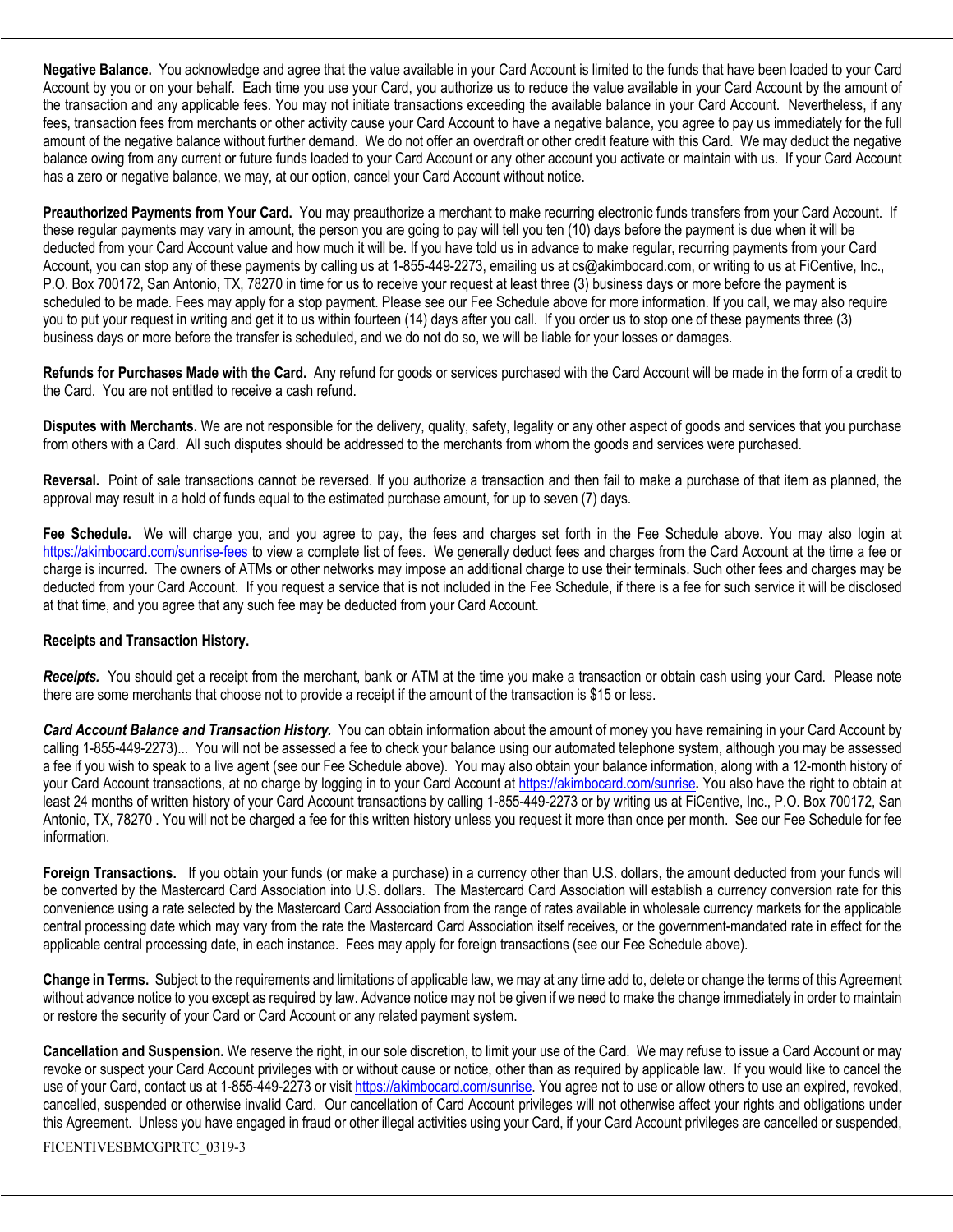**Negative Balance.** You acknowledge and agree that the value available in your Card Account is limited to the funds that have been loaded to your Card Account by you or on your behalf. Each time you use your Card, you authorize us to reduce the value available in your Card Account by the amount of the transaction and any applicable fees. You may not initiate transactions exceeding the available balance in your Card Account. Nevertheless, if any fees, transaction fees from merchants or other activity cause your Card Account to have a negative balance, you agree to pay us immediately for the full amount of the negative balance without further demand. We do not offer an overdraft or other credit feature with this Card. We may deduct the negative balance owing from any current or future funds loaded to your Card Account or any other account you activate or maintain with us. If your Card Account has a zero or negative balance, we may, at our option, cancel your Card Account without notice.

**Preauthorized Payments from Your Card.** You may preauthorize a merchant to make recurring electronic funds transfers from your Card Account. If these regular payments may vary in amount, the person you are going to pay will tell you ten (10) days before the payment is due when it will be deducted from your Card Account value and how much it will be. If you have told us in advance to make regular, recurring payments from your Card Account, you can stop any of these payments by calling us at 1-855-449-2273, emailing us at cs@akimbocard.com, or writing to us at FiCentive, Inc., P.O. Box 700172, San Antonio, TX, 78270 in time for us to receive your request at least three (3) business days or more before the payment is scheduled to be made. Fees may apply for a stop payment. Please see our Fee Schedule above for more information. If you call, we may also require you to put your request in writing and get it to us within fourteen (14) days after you call. If you order us to stop one of these payments three (3) business days or more before the transfer is scheduled, and we do not do so, we will be liable for your losses or damages.

**Refunds for Purchases Made with the Card.** Any refund for goods or services purchased with the Card Account will be made in the form of a credit to the Card. You are not entitled to receive a cash refund.

**Disputes with Merchants.** We are not responsible for the delivery, quality, safety, legality or any other aspect of goods and services that you purchase from others with a Card. All such disputes should be addressed to the merchants from whom the goods and services were purchased.

**Reversal.** Point of sale transactions cannot be reversed. If you authorize a transaction and then fail to make a purchase of that item as planned, the approval may result in a hold of funds equal to the estimated purchase amount, for up to seven (7) days.

**Fee Schedule.** We will charge you, and you agree to pay, the fees and charges set forth in the Fee Schedule above. You may also login at https://akimbocard.com/sunrise-fees to view a complete list of fees. We generally deduct fees and charges from the Card Account at the time a fee or charge is incurred. The owners of ATMs or other networks may impose an additional charge to use their terminals. Such other fees and charges may be deducted from your Card Account. If you request a service that is not included in the Fee Schedule, if there is a fee for such service it will be disclosed at that time, and you agree that any such fee may be deducted from your Card Account.

**Receipts and Transaction History.**

***Receipts.*** You should get a receipt from the merchant, bank or ATM at the time you make a transaction or obtain cash using your Card. Please note there are some merchants that choose not to provide a receipt if the amount of the transaction is $15 or less.

***Card Account Balance and Transaction History.*** You can obtain information about the amount of money you have remaining in your Card Account by calling 1-855-449-2273)... You will not be assessed a fee to check your balance using our automated telephone system, although you may be assessed a fee if you wish to speak to a live agent (see our Fee Schedule above). You may also obtain your balance information, along with a 12-month history of your Card Account transactions, at no charge by logging in to your Card Account at https://akimbocard.com/sunrise**.** You also have the right to obtain at least 24 months of written history of your Card Account transactions by calling 1-855-449-2273 or by writing us at FiCentive, Inc., P.O. Box 700172, San Antonio, TX, 78270 . You will not be charged a fee for this written history unless you request it more than once per month. See our Fee Schedule for fee information.

**Foreign Transactions.** If you obtain your funds (or make a purchase) in a currency other than U.S. dollars, the amount deducted from your funds will be converted by the Mastercard Card Association into U.S. dollars. The Mastercard Card Association will establish a currency conversion rate for this convenience using a rate selected by the Mastercard Card Association from the range of rates available in wholesale currency markets for the applicable central processing date which may vary from the rate the Mastercard Card Association itself receives, or the government-mandated rate in effect for the applicable central processing date, in each instance. Fees may apply for foreign transactions (see our Fee Schedule above).

**Change in Terms.** Subject to the requirements and limitations of applicable law, we may at any time add to, delete or change the terms of this Agreement without advance notice to you except as required by law. Advance notice may not be given if we need to make the change immediately in order to maintain or restore the security of your Card or Card Account or any related payment system.

**Cancellation and Suspension.** We reserve the right, in our sole discretion, to limit your use of the Card. We may refuse to issue a Card Account or may revoke or suspect your Card Account privileges with or without cause or notice, other than as required by applicable law. If you would like to cancel the use of your Card, contact us at 1-855-449-2273 or visit https://akimbocard.com/sunrise. You agree not to use or allow others to use an expired, revoked, cancelled, suspended or otherwise invalid Card. Our cancellation of Card Account privileges will not otherwise affect your rights and obligations under this Agreement. Unless you have engaged in fraud or other illegal activities using your Card, if your Card Account privileges are cancelled or suspended,

FICENTIVESBMCGPRTC_0319-3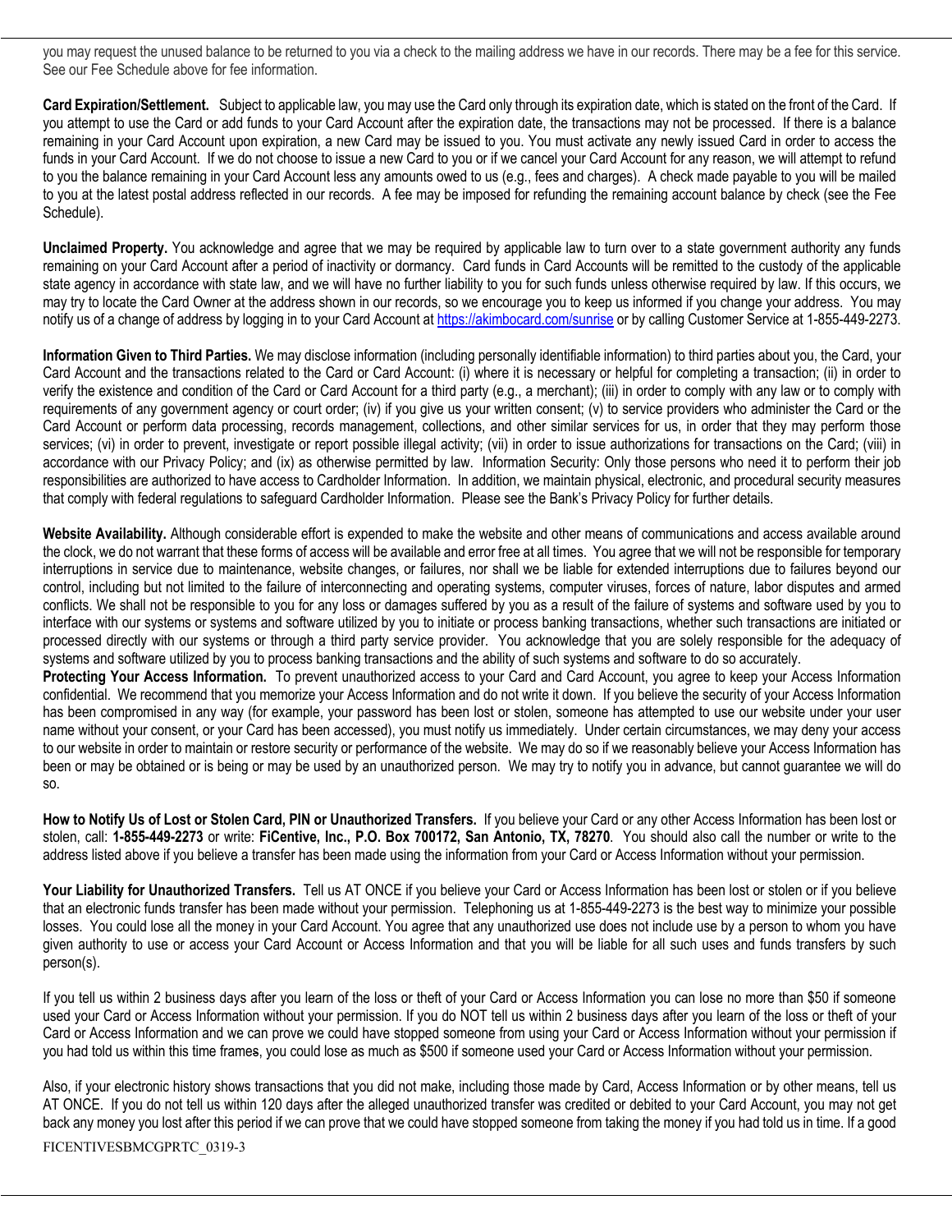you may request the unused balance to be returned to you via a check to the mailing address we have in our records. There may be a fee for this service. See our Fee Schedule above for fee information.

**Card Expiration/Settlement.** Subject to applicable law, you may use the Card only through its expiration date, which is stated on the front of the Card. If you attempt to use the Card or add funds to your Card Account after the expiration date, the transactions may not be processed. If there is a balance remaining in your Card Account upon expiration, a new Card may be issued to you. You must activate any newly issued Card in order to access the funds in your Card Account. If we do not choose to issue a new Card to you or if we cancel your Card Account for any reason, we will attempt to refund to you the balance remaining in your Card Account less any amounts owed to us (e.g., fees and charges). A check made payable to you will be mailed to you at the latest postal address reflected in our records. A fee may be imposed for refunding the remaining account balance by check (see the Fee Schedule).

**Unclaimed Property.** You acknowledge and agree that we may be required by applicable law to turn over to a state government authority any funds remaining on your Card Account after a period of inactivity or dormancy. Card funds in Card Accounts will be remitted to the custody of the applicable state agency in accordance with state law, and we will have no further liability to you for such funds unless otherwise required by law. If this occurs, we may try to locate the Card Owner at the address shown in our records, so we encourage you to keep us informed if you change your address. You may notify us of a change of address by logging in to your Card Account at https://akimbocard.com/sunrise or by calling Customer Service at 1-855-449-2273.

**Information Given to Third Parties.** We may disclose information (including personally identifiable information) to third parties about you, the Card, your Card Account and the transactions related to the Card or Card Account: (i) where it is necessary or helpful for completing a transaction; (ii) in order to verify the existence and condition of the Card or Card Account for a third party (e.g., a merchant); (iii) in order to comply with any law or to comply with requirements of any government agency or court order; (iv) if you give us your written consent; (v) to service providers who administer the Card or the Card Account or perform data processing, records management, collections, and other similar services for us, in order that they may perform those services; (vi) in order to prevent, investigate or report possible illegal activity; (vii) in order to issue authorizations for transactions on the Card; (viii) in accordance with our Privacy Policy; and (ix) as otherwise permitted by law. Information Security: Only those persons who need it to perform their job responsibilities are authorized to have access to Cardholder Information. In addition, we maintain physical, electronic, and procedural security measures that comply with federal regulations to safeguard Cardholder Information. Please see the Bank's Privacy Policy for further details.

**Website Availability.** Although considerable effort is expended to make the website and other means of communications and access available around the clock, we do not warrant that these forms of access will be available and error free at all times. You agree that we will not be responsible for temporary interruptions in service due to maintenance, website changes, or failures, nor shall we be liable for extended interruptions due to failures beyond our control, including but not limited to the failure of interconnecting and operating systems, computer viruses, forces of nature, labor disputes and armed conflicts. We shall not be responsible to you for any loss or damages suffered by you as a result of the failure of systems and software used by you to interface with our systems or systems and software utilized by you to initiate or process banking transactions, whether such transactions are initiated or processed directly with our systems or through a third party service provider. You acknowledge that you are solely responsible for the adequacy of systems and software utilized by you to process banking transactions and the ability of such systems and software to do so accurately.

**Protecting Your Access Information.** To prevent unauthorized access to your Card and Card Account, you agree to keep your Access Information confidential. We recommend that you memorize your Access Information and do not write it down. If you believe the security of your Access Information has been compromised in any way (for example, your password has been lost or stolen, someone has attempted to use our website under your user name without your consent, or your Card has been accessed), you must notify us immediately. Under certain circumstances, we may deny your access to our website in order to maintain or restore security or performance of the website. We may do so if we reasonably believe your Access Information has been or may be obtained or is being or may be used by an unauthorized person. We may try to notify you in advance, but cannot guarantee we will do so.

**How to Notify Us of Lost or Stolen Card, PIN or Unauthorized Transfers.** If you believe your Card or any other Access Information has been lost or stolen, call: **1-855-449-2273** or write: **FiCentive, Inc., P.O. Box 700172, San Antonio, TX, 78270**. You should also call the number or write to the address listed above if you believe a transfer has been made using the information from your Card or Access Information without your permission.

**Your Liability for Unauthorized Transfers.** Tell us AT ONCE if you believe your Card or Access Information has been lost or stolen or if you believe that an electronic funds transfer has been made without your permission. Telephoning us at 1-855-449-2273 is the best way to minimize your possible losses. You could lose all the money in your Card Account. You agree that any unauthorized use does not include use by a person to whom you have given authority to use or access your Card Account or Access Information and that you will be liable for all such uses and funds transfers by such person(s).

If you tell us within 2 business days after you learn of the loss or theft of your Card or Access Information you can lose no more than $50 if someone used your Card or Access Information without your permission. If you do NOT tell us within 2 business days after you learn of the loss or theft of your Card or Access Information and we can prove we could have stopped someone from using your Card or Access Information without your permission if you had told us within this time frames, you could lose as much as $500 if someone used your Card or Access Information without your permission.

Also, if your electronic history shows transactions that you did not make, including those made by Card, Access Information or by other means, tell us AT ONCE. If you do not tell us within 120 days after the alleged unauthorized transfer was credited or debited to your Card Account, you may not get back any money you lost after this period if we can prove that we could have stopped someone from taking the money if you had told us in time. If a good

FICENTIVESBMCGPRTC_0319-3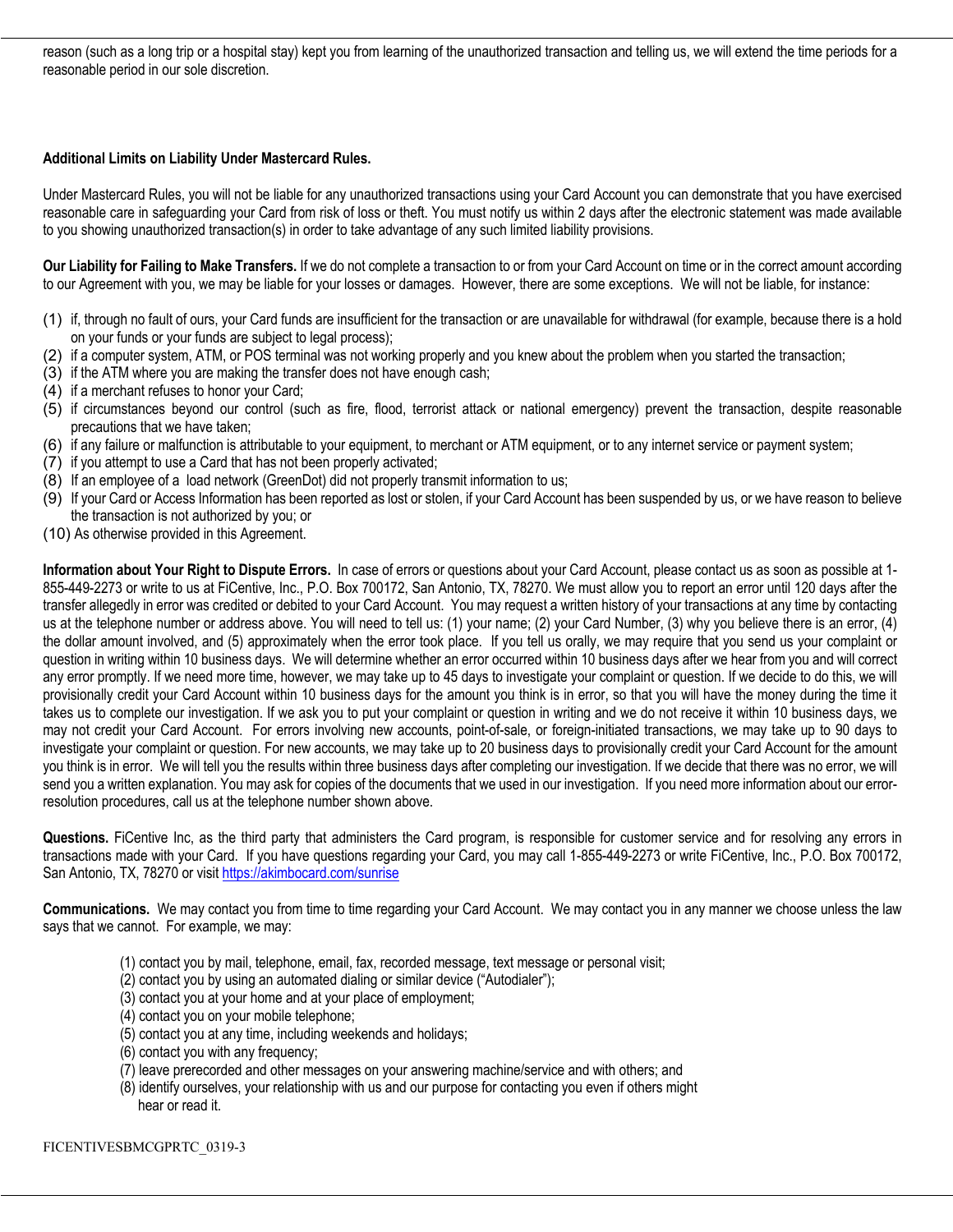reason (such as a long trip or a hospital stay) kept you from learning of the unauthorized transaction and telling us, we will extend the time periods for a reasonable period in our sole discretion.

**Additional Limits on Liability Under Mastercard Rules.**

Under Mastercard Rules, you will not be liable for any unauthorized transactions using your Card Account you can demonstrate that you have exercised reasonable care in safeguarding your Card from risk of loss or theft. You must notify us within 2 days after the electronic statement was made available to you showing unauthorized transaction(s) in order to take advantage of any such limited liability provisions.

**Our Liability for Failing to Make Transfers.** If we do not complete a transaction to or from your Card Account on time or in the correct amount according to our Agreement with you, we may be liable for your losses or damages. However, there are some exceptions. We will not be liable, for instance:

(1) if, through no fault of ours, your Card funds are insufficient for the transaction or are unavailable for withdrawal (for example, because there is a hold on your funds or your funds are subject to legal process);
(2) if a computer system, ATM, or POS terminal was not working properly and you knew about the problem when you started the transaction;
(3) if the ATM where you are making the transfer does not have enough cash;
(4) if a merchant refuses to honor your Card;
(5) if circumstances beyond our control (such as fire, flood, terrorist attack or national emergency) prevent the transaction, despite reasonable precautions that we have taken;
(6) if any failure or malfunction is attributable to your equipment, to merchant or ATM equipment, or to any internet service or payment system;
(7) if you attempt to use a Card that has not been properly activated;
(8) If an employee of a load network (GreenDot) did not properly transmit information to us;
(9) If your Card or Access Information has been reported as lost or stolen, if your Card Account has been suspended by us, or we have reason to believe the transaction is not authorized by you; or
(10) As otherwise provided in this Agreement.

**Information about Your Right to Dispute Errors.** In case of errors or questions about your Card Account, please contact us as soon as possible at 1-855-449-2273 or write to us at FiCentive, Inc., P.O. Box 700172, San Antonio, TX, 78270. We must allow you to report an error until 120 days after the transfer allegedly in error was credited or debited to your Card Account. You may request a written history of your transactions at any time by contacting us at the telephone number or address above. You will need to tell us: (1) your name; (2) your Card Number, (3) why you believe there is an error, (4) the dollar amount involved, and (5) approximately when the error took place. If you tell us orally, we may require that you send us your complaint or question in writing within 10 business days. We will determine whether an error occurred within 10 business days after we hear from you and will correct any error promptly. If we need more time, however, we may take up to 45 days to investigate your complaint or question. If we decide to do this, we will provisionally credit your Card Account within 10 business days for the amount you think is in error, so that you will have the money during the time it takes us to complete our investigation. If we ask you to put your complaint or question in writing and we do not receive it within 10 business days, we may not credit your Card Account. For errors involving new accounts, point-of-sale, or foreign-initiated transactions, we may take up to 90 days to investigate your complaint or question. For new accounts, we may take up to 20 business days to provisionally credit your Card Account for the amount you think is in error. We will tell you the results within three business days after completing our investigation. If we decide that there was no error, we will send you a written explanation. You may ask for copies of the documents that we used in our investigation. If you need more information about our error-resolution procedures, call us at the telephone number shown above.

**Questions.** FiCentive Inc, as the third party that administers the Card program, is responsible for customer service and for resolving any errors in transactions made with your Card. If you have questions regarding your Card, you may call 1-855-449-2273 or write FiCentive, Inc., P.O. Box 700172, San Antonio, TX, 78270 or visit https://akimbocard.com/sunrise

**Communications.** We may contact you from time to time regarding your Card Account. We may contact you in any manner we choose unless the law says that we cannot. For example, we may:

(1) contact you by mail, telephone, email, fax, recorded message, text message or personal visit;
(2) contact you by using an automated dialing or similar device ("Autodialer");
(3) contact you at your home and at your place of employment;
(4) contact you on your mobile telephone;
(5) contact you at any time, including weekends and holidays;
(6) contact you with any frequency;
(7) leave prerecorded and other messages on your answering machine/service and with others; and
(8) identify ourselves, your relationship with us and our purpose for contacting you even if others might hear or read it.

FICENTIVESBMCGPRTC_0319-3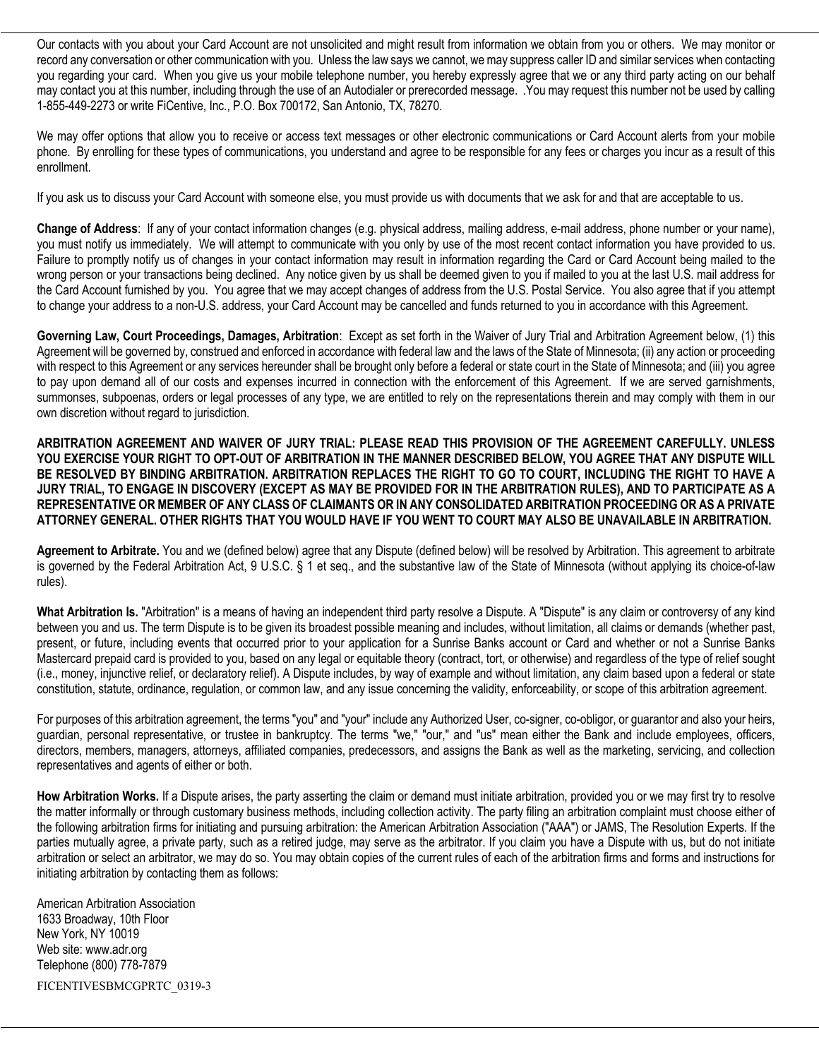Our contacts with you about your Card Account are not unsolicited and might result from information we obtain from you or others. We may monitor or record any conversation or other communication with you. Unless the law says we cannot, we may suppress caller ID and similar services when contacting you regarding your card. When you give us your mobile telephone number, you hereby expressly agree that we or any third party acting on our behalf may contact you at this number, including through the use of an Autodialer or prerecorded message. .You may request this number not be used by calling 1-855-449-2273 or write FiCentive, Inc., P.O. Box 700172, San Antonio, TX, 78270.

We may offer options that allow you to receive or access text messages or other electronic communications or Card Account alerts from your mobile phone. By enrolling for these types of communications, you understand and agree to be responsible for any fees or charges you incur as a result of this enrollment.

If you ask us to discuss your Card Account with someone else, you must provide us with documents that we ask for and that are acceptable to us.

**Change of Address**: If any of your contact information changes (e.g. physical address, mailing address, e-mail address, phone number or your name), you must notify us immediately. We will attempt to communicate with you only by use of the most recent contact information you have provided to us. Failure to promptly notify us of changes in your contact information may result in information regarding the Card or Card Account being mailed to the wrong person or your transactions being declined. Any notice given by us shall be deemed given to you if mailed to you at the last U.S. mail address for the Card Account furnished by you. You agree that we may accept changes of address from the U.S. Postal Service. You also agree that if you attempt to change your address to a non-U.S. address, your Card Account may be cancelled and funds returned to you in accordance with this Agreement.

**Governing Law, Court Proceedings, Damages, Arbitration**: Except as set forth in the Waiver of Jury Trial and Arbitration Agreement below, (1) this Agreement will be governed by, construed and enforced in accordance with federal law and the laws of the State of Minnesota; (ii) any action or proceeding with respect to this Agreement or any services hereunder shall be brought only before a federal or state court in the State of Minnesota; and (iii) you agree to pay upon demand all of our costs and expenses incurred in connection with the enforcement of this Agreement. If we are served garnishments, summonses, subpoenas, orders or legal processes of any type, we are entitled to rely on the representations therein and may comply with them in our own discretion without regard to jurisdiction.

**ARBITRATION AGREEMENT AND WAIVER OF JURY TRIAL: PLEASE READ THIS PROVISION OF THE AGREEMENT CAREFULLY. UNLESS YOU EXERCISE YOUR RIGHT TO OPT-OUT OF ARBITRATION IN THE MANNER DESCRIBED BELOW, YOU AGREE THAT ANY DISPUTE WILL BE RESOLVED BY BINDING ARBITRATION. ARBITRATION REPLACES THE RIGHT TO GO TO COURT, INCLUDING THE RIGHT TO HAVE A JURY TRIAL, TO ENGAGE IN DISCOVERY (EXCEPT AS MAY BE PROVIDED FOR IN THE ARBITRATION RULES), AND TO PARTICIPATE AS A REPRESENTATIVE OR MEMBER OF ANY CLASS OF CLAIMANTS OR IN ANY CONSOLIDATED ARBITRATION PROCEEDING OR AS A PRIVATE ATTORNEY GENERAL. OTHER RIGHTS THAT YOU WOULD HAVE IF YOU WENT TO COURT MAY ALSO BE UNAVAILABLE IN ARBITRATION.**

**Agreement to Arbitrate.** You and we (defined below) agree that any Dispute (defined below) will be resolved by Arbitration. This agreement to arbitrate is governed by the Federal Arbitration Act, 9 U.S.C. § 1 et seq., and the substantive law of the State of Minnesota (without applying its choice-of-law rules).

**What Arbitration Is.** "Arbitration" is a means of having an independent third party resolve a Dispute. A "Dispute" is any claim or controversy of any kind between you and us. The term Dispute is to be given its broadest possible meaning and includes, without limitation, all claims or demands (whether past, present, or future, including events that occurred prior to your application for a Sunrise Banks account or Card and whether or not a Sunrise Banks Mastercard prepaid card is provided to you, based on any legal or equitable theory (contract, tort, or otherwise) and regardless of the type of relief sought (i.e., money, injunctive relief, or declaratory relief). A Dispute includes, by way of example and without limitation, any claim based upon a federal or state constitution, statute, ordinance, regulation, or common law, and any issue concerning the validity, enforceability, or scope of this arbitration agreement.

For purposes of this arbitration agreement, the terms "you" and "your" include any Authorized User, co-signer, co-obligor, or guarantor and also your heirs, guardian, personal representative, or trustee in bankruptcy. The terms "we," "our," and "us" mean either the Bank and include employees, officers, directors, members, managers, attorneys, affiliated companies, predecessors, and assigns the Bank as well as the marketing, servicing, and collection representatives and agents of either or both.

**How Arbitration Works.** If a Dispute arises, the party asserting the claim or demand must initiate arbitration, provided you or we may first try to resolve the matter informally or through customary business methods, including collection activity. The party filing an arbitration complaint must choose either of the following arbitration firms for initiating and pursuing arbitration: the American Arbitration Association ("AAA") or JAMS, The Resolution Experts. If the parties mutually agree, a private party, such as a retired judge, may serve as the arbitrator. If you claim you have a Dispute with us, but do not initiate arbitration or select an arbitrator, we may do so. You may obtain copies of the current rules of each of the arbitration firms and forms and instructions for initiating arbitration by contacting them as follows:

American Arbitration Association
1633 Broadway, 10th Floor
New York, NY 10019
Web site: www.adr.org
Telephone (800) 778-7879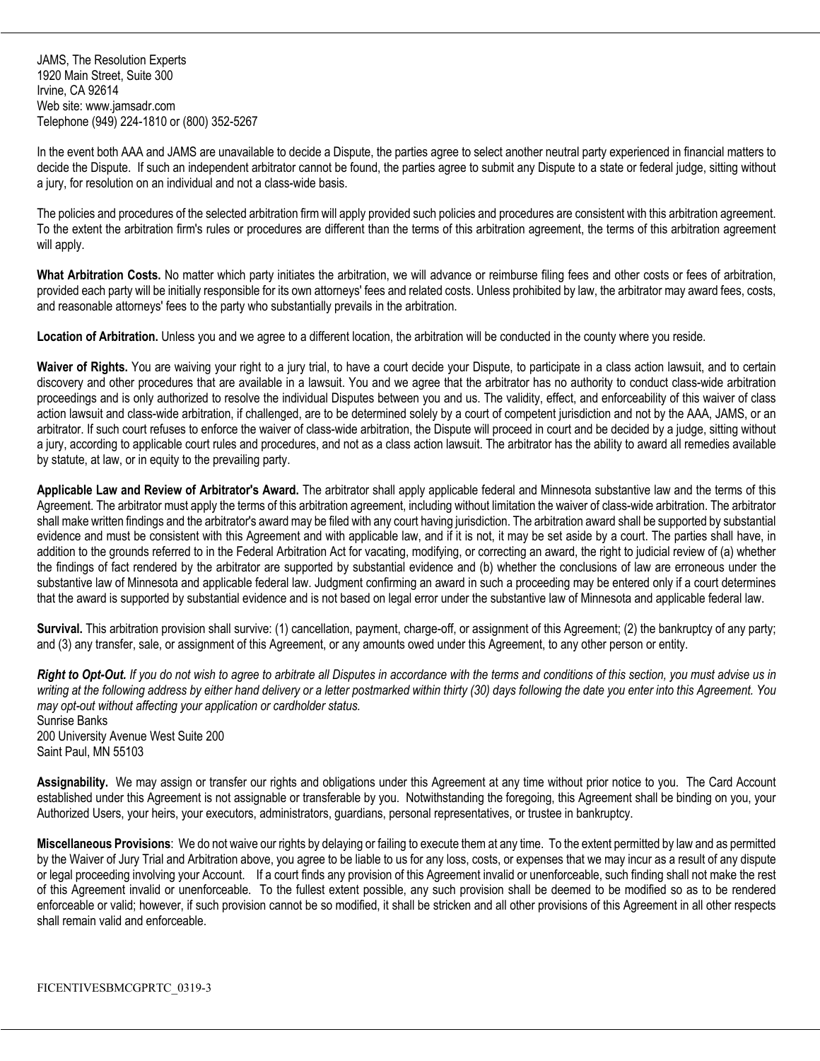JAMS, The Resolution Experts
1920 Main Street, Suite 300
Irvine, CA 92614
Web site: www.jamsadr.com
Telephone (949) 224-1810 or (800) 352-5267

In the event both AAA and JAMS are unavailable to decide a Dispute, the parties agree to select another neutral party experienced in financial matters to decide the Dispute. If such an independent arbitrator cannot be found, the parties agree to submit any Dispute to a state or federal judge, sitting without a jury, for resolution on an individual and not a class-wide basis.

The policies and procedures of the selected arbitration firm will apply provided such policies and procedures are consistent with this arbitration agreement. To the extent the arbitration firm's rules or procedures are different than the terms of this arbitration agreement, the terms of this arbitration agreement will apply.

**What Arbitration Costs.** No matter which party initiates the arbitration, we will advance or reimburse filing fees and other costs or fees of arbitration, provided each party will be initially responsible for its own attorneys' fees and related costs. Unless prohibited by law, the arbitrator may award fees, costs, and reasonable attorneys' fees to the party who substantially prevails in the arbitration.

**Location of Arbitration.** Unless you and we agree to a different location, the arbitration will be conducted in the county where you reside.

**Waiver of Rights.** You are waiving your right to a jury trial, to have a court decide your Dispute, to participate in a class action lawsuit, and to certain discovery and other procedures that are available in a lawsuit. You and we agree that the arbitrator has no authority to conduct class-wide arbitration proceedings and is only authorized to resolve the individual Disputes between you and us. The validity, effect, and enforceability of this waiver of class action lawsuit and class-wide arbitration, if challenged, are to be determined solely by a court of competent jurisdiction and not by the AAA, JAMS, or an arbitrator. If such court refuses to enforce the waiver of class-wide arbitration, the Dispute will proceed in court and be decided by a judge, sitting without a jury, according to applicable court rules and procedures, and not as a class action lawsuit. The arbitrator has the ability to award all remedies available by statute, at law, or in equity to the prevailing party.

**Applicable Law and Review of Arbitrator's Award.** The arbitrator shall apply applicable federal and Minnesota substantive law and the terms of this Agreement. The arbitrator must apply the terms of this arbitration agreement, including without limitation the waiver of class-wide arbitration. The arbitrator shall make written findings and the arbitrator's award may be filed with any court having jurisdiction. The arbitration award shall be supported by substantial evidence and must be consistent with this Agreement and with applicable law, and if it is not, it may be set aside by a court. The parties shall have, in addition to the grounds referred to in the Federal Arbitration Act for vacating, modifying, or correcting an award, the right to judicial review of (a) whether the findings of fact rendered by the arbitrator are supported by substantial evidence and (b) whether the conclusions of law are erroneous under the substantive law of Minnesota and applicable federal law. Judgment confirming an award in such a proceeding may be entered only if a court determines that the award is supported by substantial evidence and is not based on legal error under the substantive law of Minnesota and applicable federal law.

**Survival.** This arbitration provision shall survive: (1) cancellation, payment, charge-off, or assignment of this Agreement; (2) the bankruptcy of any party; and (3) any transfer, sale, or assignment of this Agreement, or any amounts owed under this Agreement, to any other person or entity.

***Right to Opt-Out.*** *If you do not wish to agree to arbitrate all Disputes in accordance with the terms and conditions of this section, you must advise us in writing at the following address by either hand delivery or a letter postmarked within thirty (30) days following the date you enter into this Agreement. You may opt-out without affecting your application or cardholder status.*
Sunrise Banks
200 University Avenue West Suite 200
Saint Paul, MN 55103

**Assignability.** We may assign or transfer our rights and obligations under this Agreement at any time without prior notice to you. The Card Account established under this Agreement is not assignable or transferable by you. Notwithstanding the foregoing, this Agreement shall be binding on you, your Authorized Users, your heirs, your executors, administrators, guardians, personal representatives, or trustee in bankruptcy.

**Miscellaneous Provisions**: We do not waive our rights by delaying or failing to execute them at any time. To the extent permitted by law and as permitted by the Waiver of Jury Trial and Arbitration above, you agree to be liable to us for any loss, costs, or expenses that we may incur as a result of any dispute or legal proceeding involving your Account. If a court finds any provision of this Agreement invalid or unenforceable, such finding shall not make the rest of this Agreement invalid or unenforceable. To the fullest extent possible, any such provision shall be deemed to be modified so as to be rendered enforceable or valid; however, if such provision cannot be so modified, it shall be stricken and all other provisions of this Agreement in all other respects shall remain valid and enforceable.

FICENTIVESBMCGPRTC_0319-3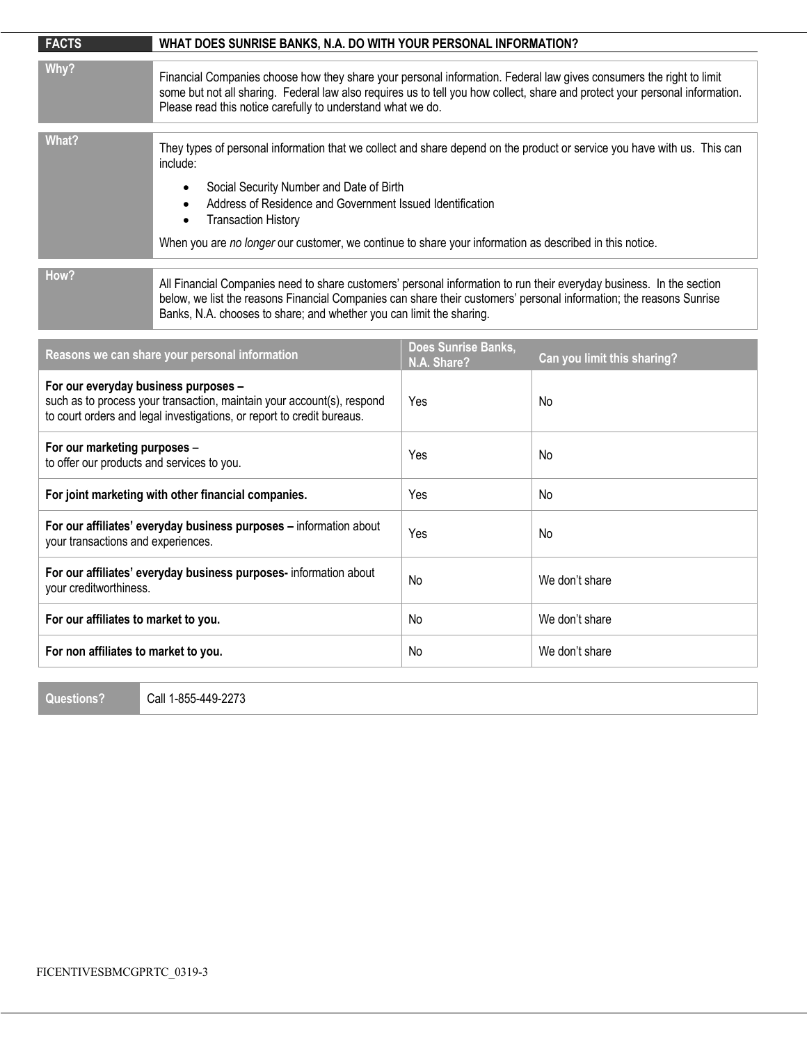| FACTS | WHAT DOES SUNRISE BANKS, N.A. DO WITH YOUR PERSONAL INFORMATION? |
|---|---|
| **Why?** | Financial Companies choose how they share your personal information. Federal law gives consumers the right to limit some but not all sharing. Federal law also requires us to tell you how collect, share and protect your personal information. Please read this notice carefully to understand what we do. |
| **What?** | They types of personal information that we collect and share depend on the product or service you have with us. This can include:<br>• Social Security Number and Date of Birth<br>• Address of Residence and Government Issued Identification<br>• Transaction History<br><br>When you are *no longer* our customer, we continue to share your information as described in this notice. |
| **How?** | All Financial Companies need to share customers' personal information to run their everyday business. In the section below, we list the reasons Financial Companies can share their customers' personal information; the reasons Sunrise Banks, N.A. chooses to share; and whether you can limit the sharing. |

| Reasons we can share your personal information | Does Sunrise Banks, N.A. Share? | Can you limit this sharing? |
|---|---|---|
| **For our everyday business purposes –** such as to process your transaction, maintain your account(s), respond to court orders and legal investigations, or report to credit bureaus. | Yes | No |
| **For our marketing purposes** – to offer our products and services to you. | Yes | No |
| **For joint marketing with other financial companies.** | Yes | No |
| **For our affiliates' everyday business purposes –** information about your transactions and experiences. | Yes | No |
| **For our affiliates' everyday business purposes-** information about your creditworthiness. | No | We don't share |
| **For our affiliates to market to you.** | No | We don't share |
| **For non affiliates to market to you.** | No | We don't share |

| Questions? | Call 1-855-449-2273 |
|---|---|

FICENTIVESBMCGPRTC_0319-3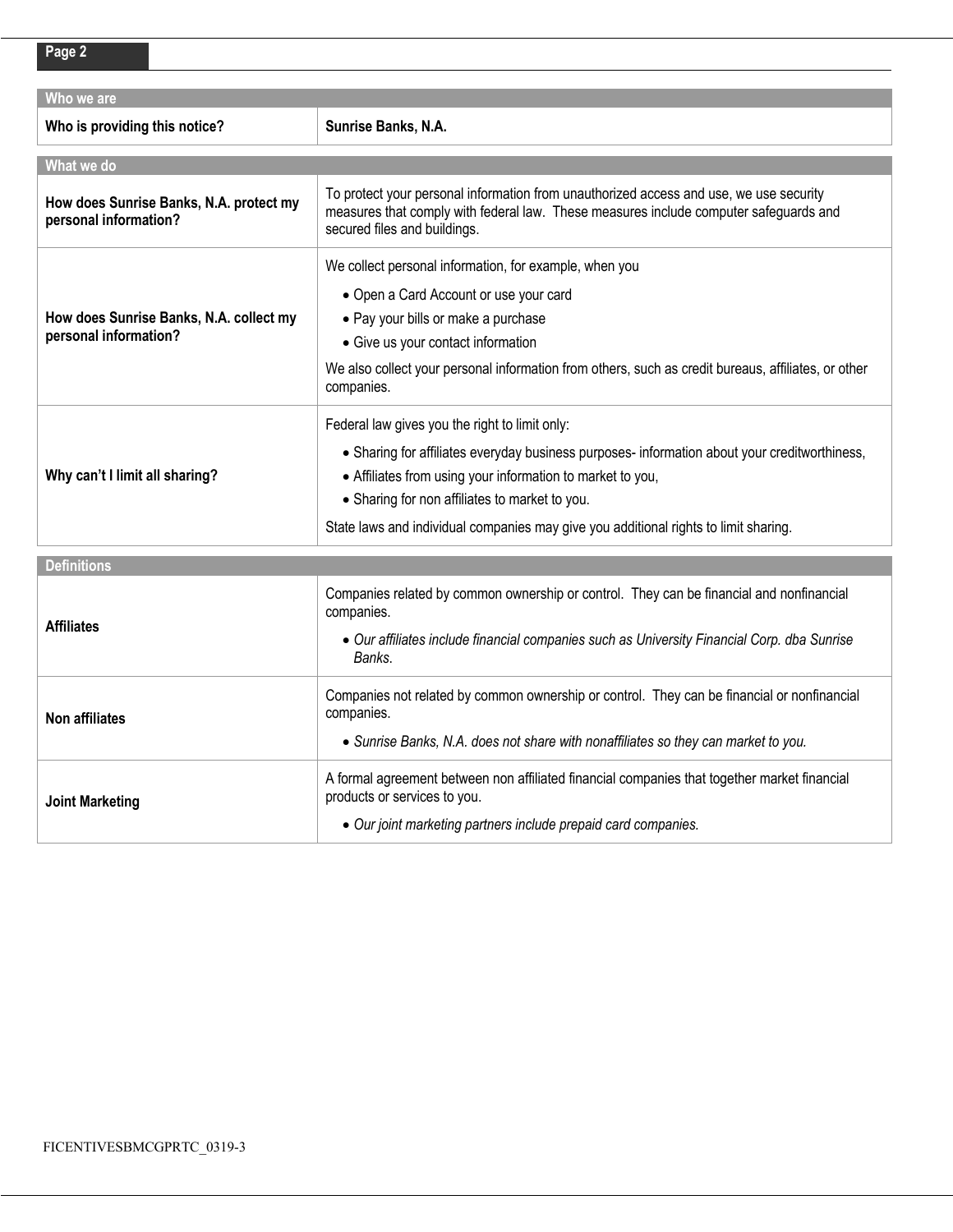| Who we are | |
| --- | --- |
| **Who is providing this notice?** | **Sunrise Banks, N.A.** |

| What we do | |
| --- | --- |
| **How does Sunrise Banks, N.A. protect my personal information?** | To protect your personal information from unauthorized access and use, we use security measures that comply with federal law. These measures include computer safeguards and secured files and buildings. |
| **How does Sunrise Banks, N.A. collect my personal information?** | We collect personal information, for example, when you<br>• Open a Card Account or use your card<br>• Pay your bills or make a purchase<br>• Give us your contact information<br>We also collect your personal information from others, such as credit bureaus, affiliates, or other companies. |
| **Why can't I limit all sharing?** | Federal law gives you the right to limit only:<br>• Sharing for affiliates everyday business purposes- information about your creditworthiness,<br>• Affiliates from using your information to market to you,<br>• Sharing for non affiliates to market to you.<br>State laws and individual companies may give you additional rights to limit sharing. |

| Definitions | |
| --- | --- |
| **Affiliates** | Companies related by common ownership or control. They can be financial and nonfinancial companies.<br>• *Our affiliates include financial companies such as University Financial Corp. dba Sunrise Banks.* |
| **Non affiliates** | Companies not related by common ownership or control. They can be financial or nonfinancial companies.<br>• *Sunrise Banks, N.A. does not share with nonaffiliates so they can market to you.* |
| **Joint Marketing** | A formal agreement between non affiliated financial companies that together market financial products or services to you.<br>• *Our joint marketing partners include prepaid card companies.* |

FICENTIVESBMCGPRTC_0319-3